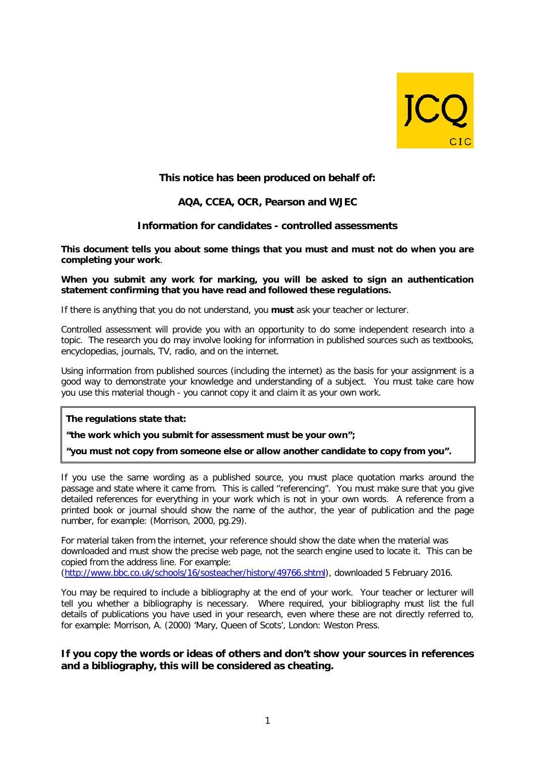**This notice has been produced on behalf of:**

**AQA, CCEA, OCR, Pearson and WJEC**

## Information for candidates - controlled assessments

**This document tells you about some things that you must and must not do when you are completing your work**.

**When you submit any work for marking, you will be asked to sign an authentication statement confirming that you have read and followed these regulations.**

If there is anything that you do not understand, you **must** ask your teacher or lecturer.

Controlled assessment will provide you with an opportunity to do some independent research into a topic. The research you do may involve looking for information in published sources such as textbooks, encyclopedias, journals, TV, radio, and on the internet.

Using information from published sources (including the internet) as the basis for your assignment is a good way to demonstrate your knowledge and understanding of a subject. You must take care how you use this material though - you cannot copy it and claim it as your own work.

> **The regulations state that:**
>
> **"the work which you submit for assessment must be your own";**
>
> **"you must not copy from someone else or allow another candidate to copy from you".**

If you use the same wording as a published source, you must place quotation marks around the passage and state where it came from. This is called "referencing". You must make sure that you give detailed references for everything in your work which is not in your own words. A reference from a printed book or journal should show the name of the author, the year of publication and the page number, for example: (Morrison, 2000, pg.29).

For material taken from the internet, your reference should show the date when the material was downloaded and must show the precise web page, not the search engine used to locate it. This can be copied from the address line. For example:
(http://www.bbc.co.uk/schools/16/sosteacher/history/49766.shtml), downloaded 5 February 2016.

You may be required to include a bibliography at the end of your work. Your teacher or lecturer will tell you whether a bibliography is necessary. Where required, your bibliography must list the full details of publications you have used in your research, even where these are not directly referred to, for example: Morrison, A. (2000) 'Mary, Queen of Scots', London: Weston Press.

**If you copy the words or ideas of others and don't show your sources in references and a bibliography, this will be considered as cheating.**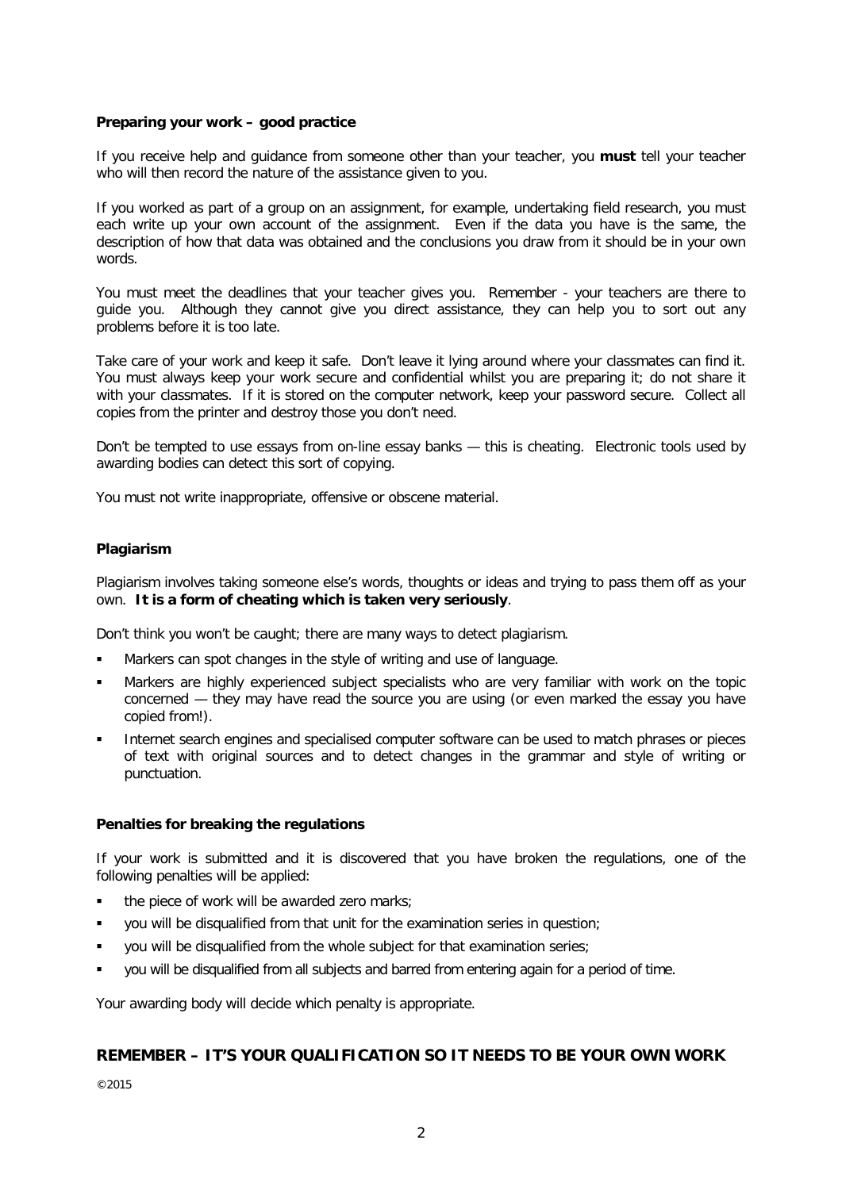**Preparing your work – good practice**

If you receive help and guidance from someone other than your teacher, you **must** tell your teacher who will then record the nature of the assistance given to you.

If you worked as part of a group on an assignment, for example, undertaking field research, you must each write up your own account of the assignment. Even if the data you have is the same, the description of how that data was obtained and the conclusions you draw from it should be in your own words.

You must meet the deadlines that your teacher gives you. Remember - your teachers are there to guide you. Although they cannot give you direct assistance, they can help you to sort out any problems before it is too late.

Take care of your work and keep it safe. Don't leave it lying around where your classmates can find it. You must always keep your work secure and confidential whilst you are preparing it; do not share it with your classmates. If it is stored on the computer network, keep your password secure. Collect all copies from the printer and destroy those you don't need.

Don't be tempted to use essays from on-line essay banks — this is cheating. Electronic tools used by awarding bodies can detect this sort of copying.

You must not write inappropriate, offensive or obscene material.

**Plagiarism**

Plagiarism involves taking someone else's words, thoughts or ideas and trying to pass them off as your own. **It is a form of cheating which is taken very seriously**.

Don't think you won't be caught; there are many ways to detect plagiarism.

- Markers can spot changes in the style of writing and use of language.
- Markers are highly experienced subject specialists who are very familiar with work on the topic concerned — they may have read the source you are using (or even marked the essay you have copied from!).
- Internet search engines and specialised computer software can be used to match phrases or pieces of text with original sources and to detect changes in the grammar and style of writing or punctuation.

**Penalties for breaking the regulations**

If your work is submitted and it is discovered that you have broken the regulations, one of the following penalties will be applied:

- the piece of work will be awarded zero marks;
- you will be disqualified from that unit for the examination series in question;
- you will be disqualified from the whole subject for that examination series;
- you will be disqualified from all subjects and barred from entering again for a period of time.

Your awarding body will decide which penalty is appropriate.

**REMEMBER – IT'S YOUR QUALIFICATION SO IT NEEDS TO BE YOUR OWN WORK**

©2015